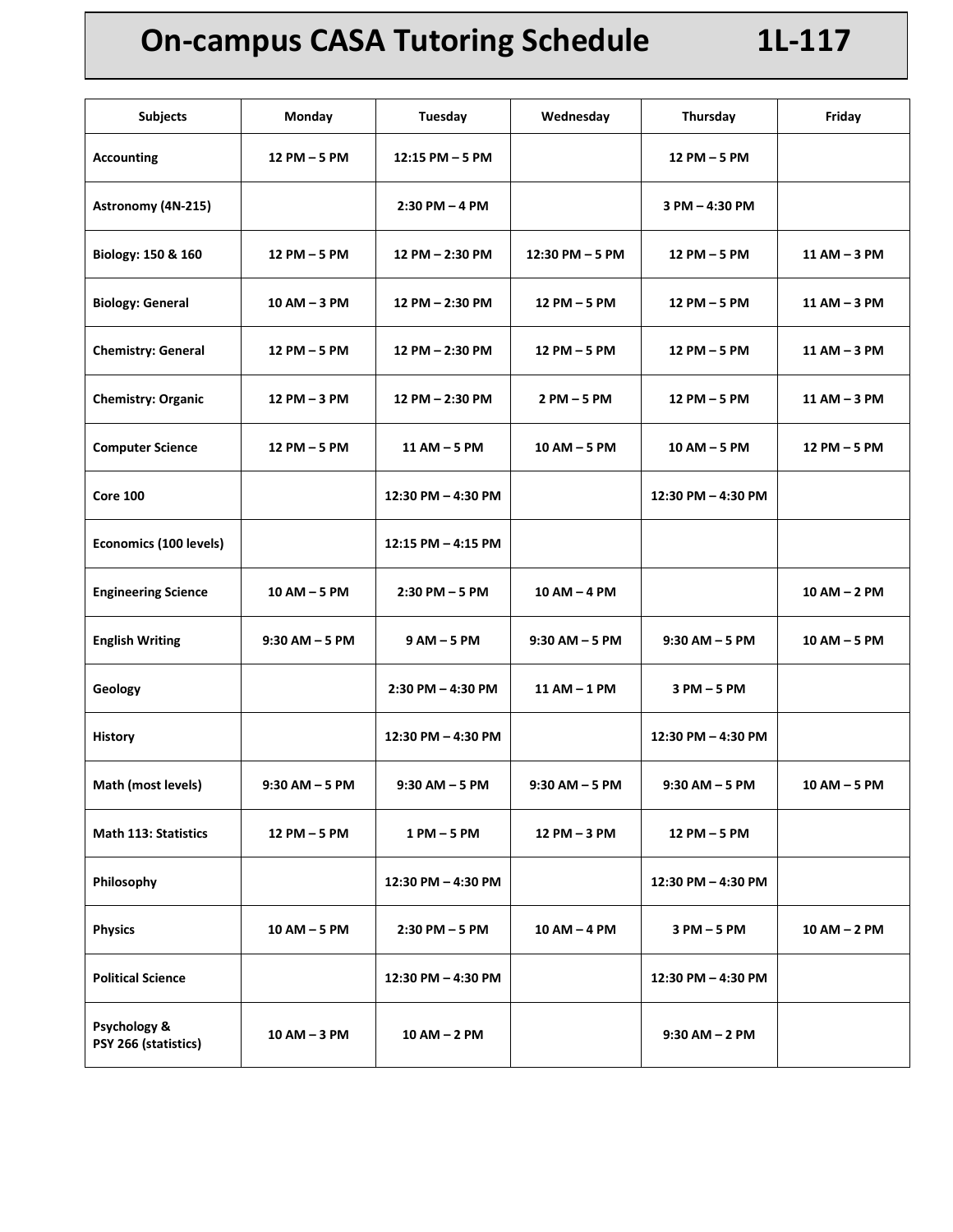# On-campus CASA Tutoring Schedule 1L-117

| Subjects | Monday | Tuesday | Wednesday | Thursday | Friday |
|---|---|---|---|---|---|
| Accounting | 12 PM – 5 PM | 12:15 PM – 5 PM | | 12 PM – 5 PM | |
| Astronomy (4N-215) | | 2:30 PM – 4 PM | | 3 PM – 4:30 PM | |
| Biology: 150 & 160 | 12 PM – 5 PM | 12 PM – 2:30 PM | 12:30 PM – 5 PM | 12 PM – 5 PM | 11 AM – 3 PM |
| Biology: General | 10 AM – 3 PM | 12 PM – 2:30 PM | 12 PM – 5 PM | 12 PM – 5 PM | 11 AM – 3 PM |
| Chemistry: General | 12 PM – 5 PM | 12 PM – 2:30 PM | 12 PM – 5 PM | 12 PM – 5 PM | 11 AM – 3 PM |
| Chemistry: Organic | 12 PM – 3 PM | 12 PM – 2:30 PM | 2 PM – 5 PM | 12 PM – 5 PM | 11 AM – 3 PM |
| Computer Science | 12 PM – 5 PM | 11 AM – 5 PM | 10 AM – 5 PM | 10 AM – 5 PM | 12 PM – 5 PM |
| Core 100 | | 12:30 PM – 4:30 PM | | 12:30 PM – 4:30 PM | |
| Economics (100 levels) | | 12:15 PM – 4:15 PM | | | |
| Engineering Science | 10 AM – 5 PM | 2:30 PM – 5 PM | 10 AM – 4 PM | | 10 AM – 2 PM |
| English Writing | 9:30 AM – 5 PM | 9 AM – 5 PM | 9:30 AM – 5 PM | 9:30 AM – 5 PM | 10 AM – 5 PM |
| Geology | | 2:30 PM – 4:30 PM | 11 AM – 1 PM | 3 PM – 5 PM | |
| History | | 12:30 PM – 4:30 PM | | 12:30 PM – 4:30 PM | |
| Math (most levels) | 9:30 AM – 5 PM | 9:30 AM – 5 PM | 9:30 AM – 5 PM | 9:30 AM – 5 PM | 10 AM – 5 PM |
| Math 113: Statistics | 12 PM – 5 PM | 1 PM – 5 PM | 12 PM – 3 PM | 12 PM – 5 PM | |
| Philosophy | | 12:30 PM – 4:30 PM | | 12:30 PM – 4:30 PM | |
| Physics | 10 AM – 5 PM | 2:30 PM – 5 PM | 10 AM – 4 PM | 3 PM – 5 PM | 10 AM – 2 PM |
| Political Science | | 12:30 PM – 4:30 PM | | 12:30 PM – 4:30 PM | |
| Psychology & PSY 266 (statistics) | 10 AM – 3 PM | 10 AM – 2 PM | | 9:30 AM – 2 PM | |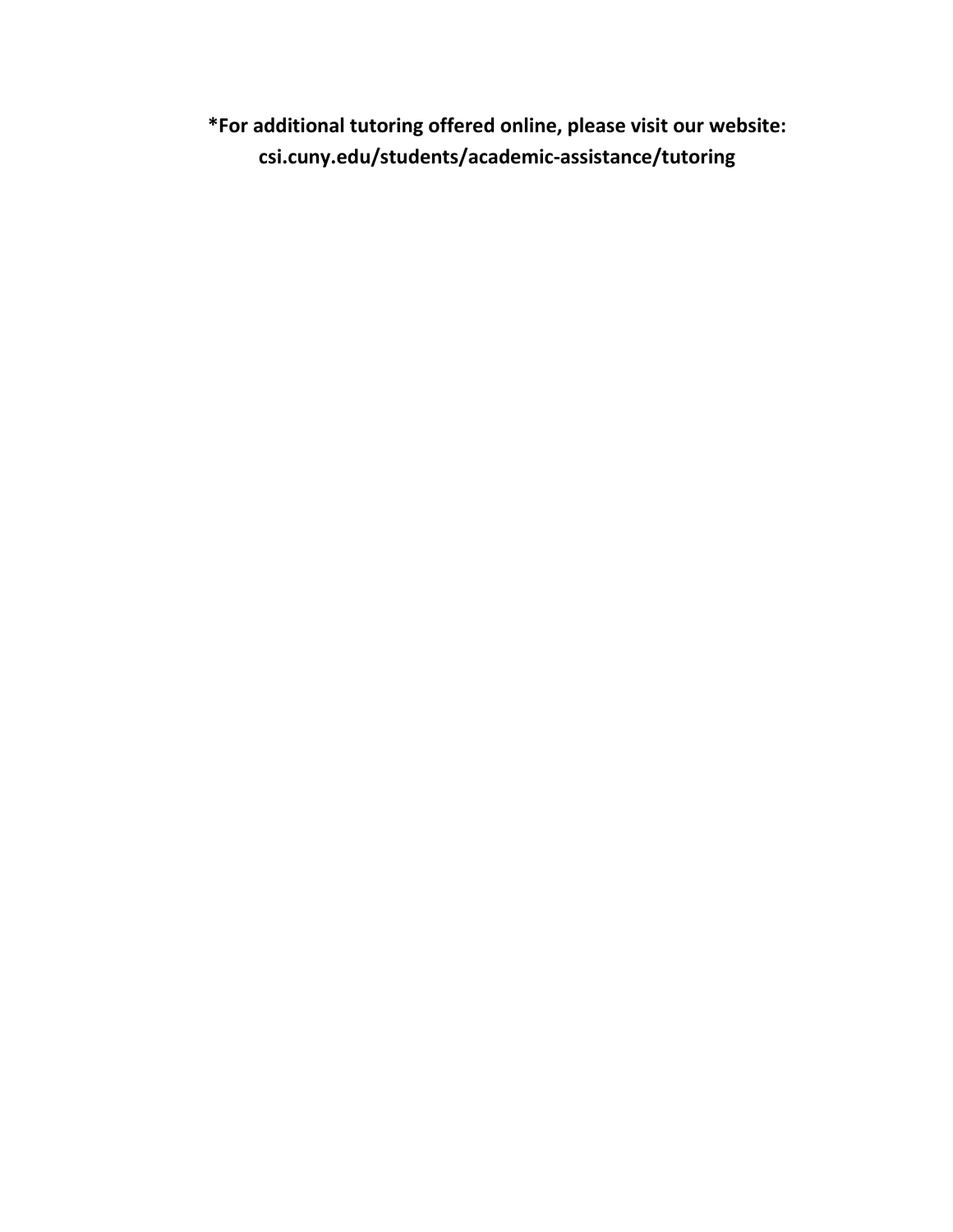**\*For additional tutoring offered online, please visit our website: csi.cuny.edu/students/academic-assistance/tutoring**